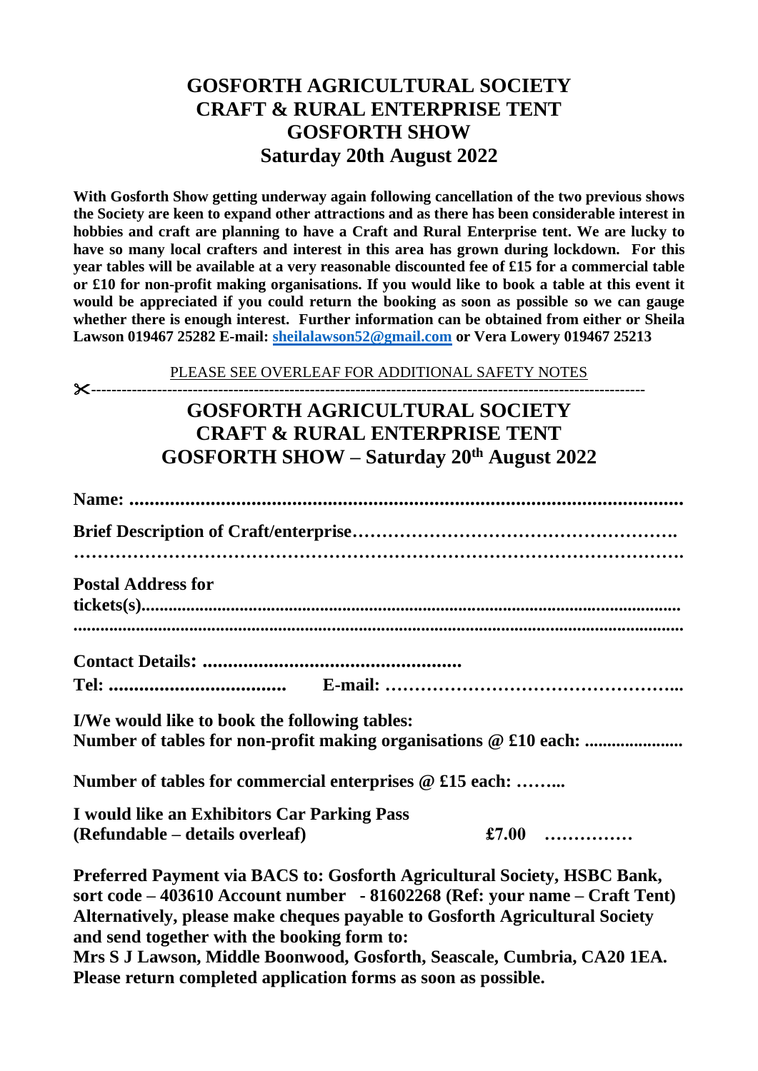# GOSFORTH AGRICULTURAL SOCIETY
# CRAFT & RURAL ENTERPRISE TENT
# GOSFORTH SHOW
# Saturday 20th August 2022

**With Gosforth Show getting underway again following cancellation of the two previous shows the Society are keen to expand other attractions and as there has been considerable interest in hobbies and craft are planning to have a Craft and Rural Enterprise tent. We are lucky to have so many local crafters and interest in this area has grown during lockdown. For this year tables will be available at a very reasonable discounted fee of £15 for a commercial table or £10 for non-profit making organisations. If you would like to book a table at this event it would be appreciated if you could return the booking as soon as possible so we can gauge whether there is enough interest. Further information can be obtained from either or Sheila Lawson 019467 25282 E-mail: [sheilalawson52@gmail.com](mailto:sheilalawson52@gmail.com) or Vera Lowery 019467 25213**

PLEASE SEE OVERLEAF FOR ADDITIONAL SAFETY NOTES

✂-----------------------------------------------------------------------------------------------------------

## GOSFORTH AGRICULTURAL SOCIETY
## CRAFT & RURAL ENTERPRISE TENT
## GOSFORTH SHOW – Saturday 20th August 2022

**Name: ..........................................................................................................**

**Brief Description of Craft/enterprise……………………………………………….**
**……………………………………………………………………………………….**

**Postal Address for tickets(s).........................................................................................................**
**..........................................................................................................................**

**Contact Details: ..................................................**
**Tel: ...................................    E-mail: …………………………………………...**

**I/We would like to book the following tables:**
**Number of tables for non-profit making organisations @ £10 each: ......................**

**Number of tables for commercial enterprises @ £15 each: ……...**

**I would like an Exhibitors Car Parking Pass**
**(Refundable – details overleaf)    £7.00 ……………**

**Preferred Payment via BACS to: Gosforth Agricultural Society, HSBC Bank, sort code – 403610 Account number - 81602268 (Ref: your name – Craft Tent)**
**Alternatively, please make cheques payable to Gosforth Agricultural Society and send together with the booking form to:**
**Mrs S J Lawson, Middle Boonwood, Gosforth, Seascale, Cumbria, CA20 1EA.**
**Please return completed application forms as soon as possible.**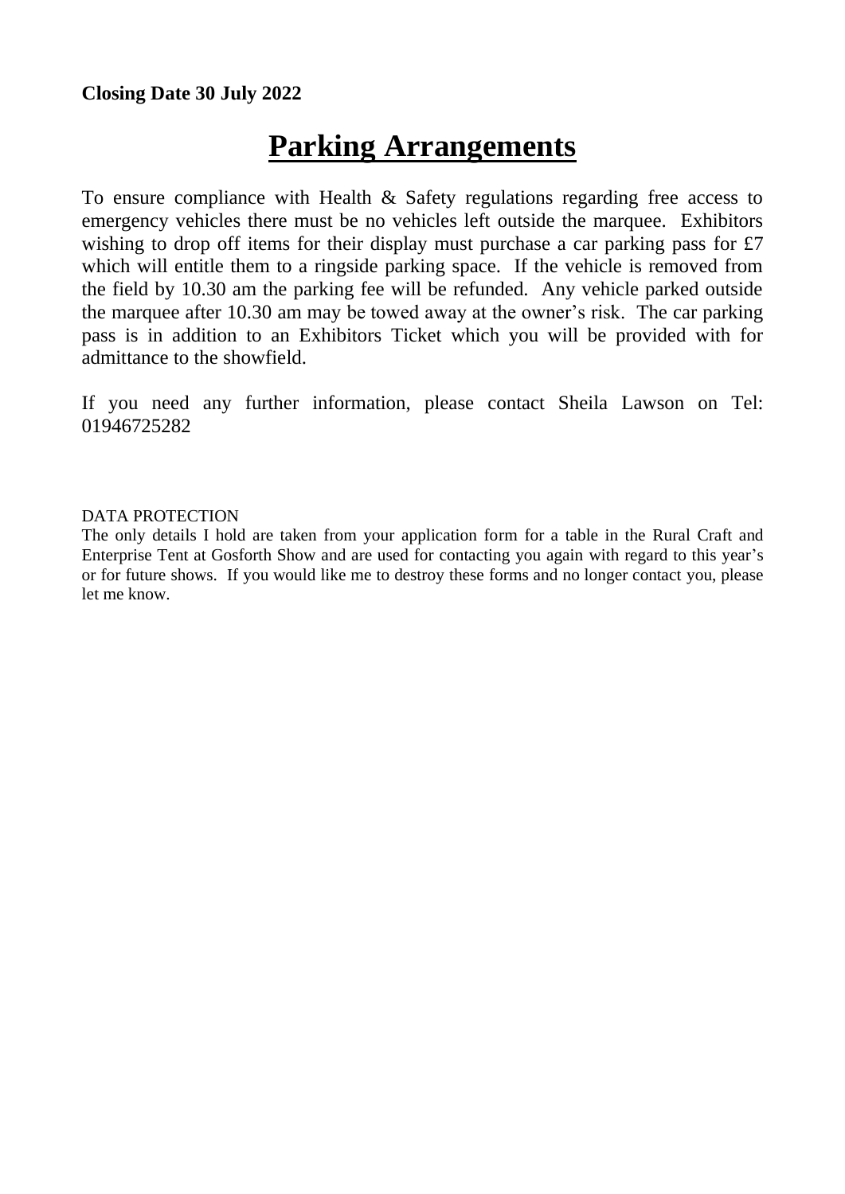**Closing Date 30 July 2022**

# Parking Arrangements

To ensure compliance with Health & Safety regulations regarding free access to emergency vehicles there must be no vehicles left outside the marquee. Exhibitors wishing to drop off items for their display must purchase a car parking pass for £7 which will entitle them to a ringside parking space. If the vehicle is removed from the field by 10.30 am the parking fee will be refunded. Any vehicle parked outside the marquee after 10.30 am may be towed away at the owner's risk. The car parking pass is in addition to an Exhibitors Ticket which you will be provided with for admittance to the showfield.

If you need any further information, please contact Sheila Lawson on Tel: 01946725282

DATA PROTECTION

The only details I hold are taken from your application form for a table in the Rural Craft and Enterprise Tent at Gosforth Show and are used for contacting you again with regard to this year's or for future shows. If you would like me to destroy these forms and no longer contact you, please let me know.